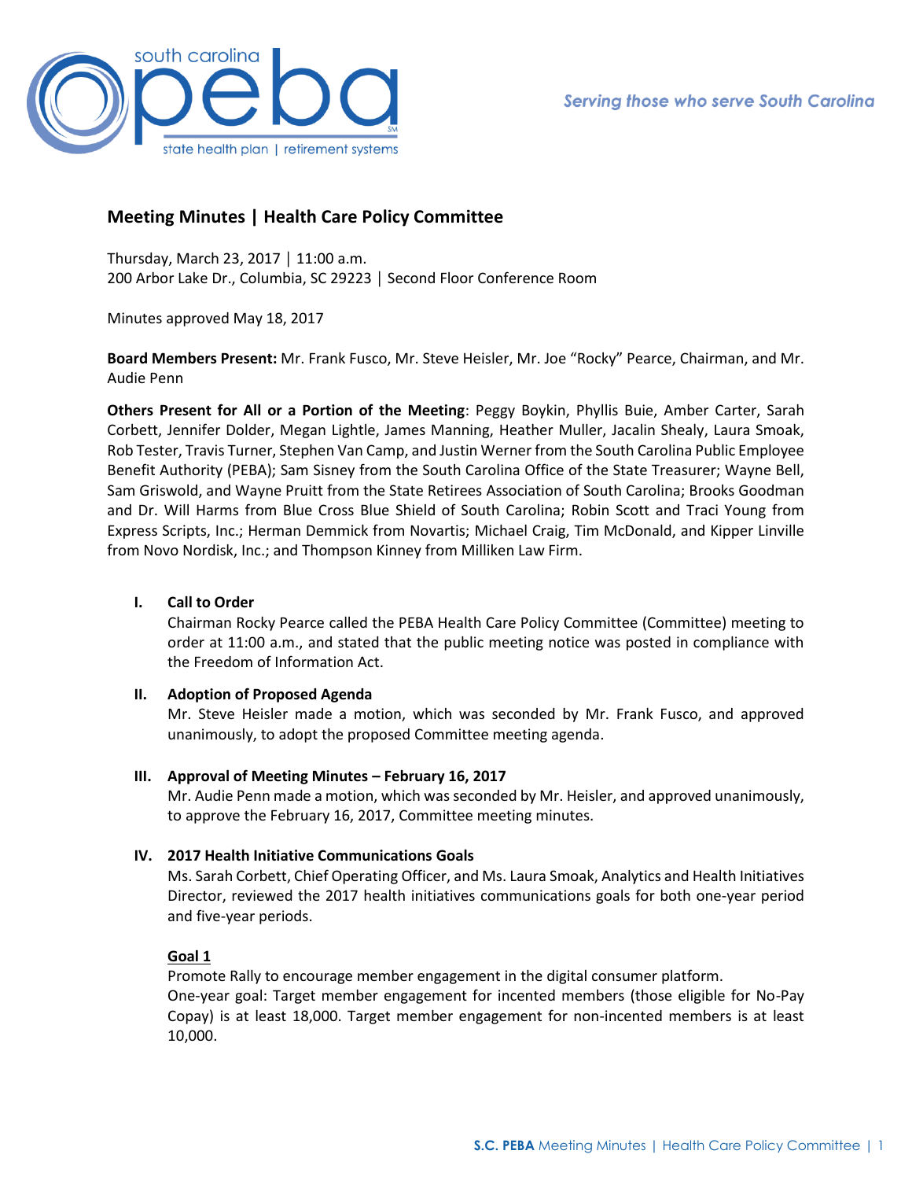# Meeting Minutes | Health Care Policy Committee

Thursday, March 23, 2017 │ 11:00 a.m.
200 Arbor Lake Dr., Columbia, SC 29223 │ Second Floor Conference Room

Minutes approved May 18, 2017

**Board Members Present:** Mr. Frank Fusco, Mr. Steve Heisler, Mr. Joe "Rocky" Pearce, Chairman, and Mr. Audie Penn

**Others Present for All or a Portion of the Meeting**: Peggy Boykin, Phyllis Buie, Amber Carter, Sarah Corbett, Jennifer Dolder, Megan Lightle, James Manning, Heather Muller, Jacalin Shealy, Laura Smoak, Rob Tester, Travis Turner, Stephen Van Camp, and Justin Werner from the South Carolina Public Employee Benefit Authority (PEBA); Sam Sisney from the South Carolina Office of the State Treasurer; Wayne Bell, Sam Griswold, and Wayne Pruitt from the State Retirees Association of South Carolina; Brooks Goodman and Dr. Will Harms from Blue Cross Blue Shield of South Carolina; Robin Scott and Traci Young from Express Scripts, Inc.; Herman Demmick from Novartis; Michael Craig, Tim McDonald, and Kipper Linville from Novo Nordisk, Inc.; and Thompson Kinney from Milliken Law Firm.

## I. Call to Order

Chairman Rocky Pearce called the PEBA Health Care Policy Committee (Committee) meeting to order at 11:00 a.m., and stated that the public meeting notice was posted in compliance with the Freedom of Information Act.

## II. Adoption of Proposed Agenda

Mr. Steve Heisler made a motion, which was seconded by Mr. Frank Fusco, and approved unanimously, to adopt the proposed Committee meeting agenda.

## III. Approval of Meeting Minutes – February 16, 2017

Mr. Audie Penn made a motion, which was seconded by Mr. Heisler, and approved unanimously, to approve the February 16, 2017, Committee meeting minutes.

## IV. 2017 Health Initiative Communications Goals

Ms. Sarah Corbett, Chief Operating Officer, and Ms. Laura Smoak, Analytics and Health Initiatives Director, reviewed the 2017 health initiatives communications goals for both one-year period and five-year periods.

**Goal 1**

Promote Rally to encourage member engagement in the digital consumer platform.
One-year goal: Target member engagement for incented members (those eligible for No-Pay Copay) is at least 18,000. Target member engagement for non-incented members is at least 10,000.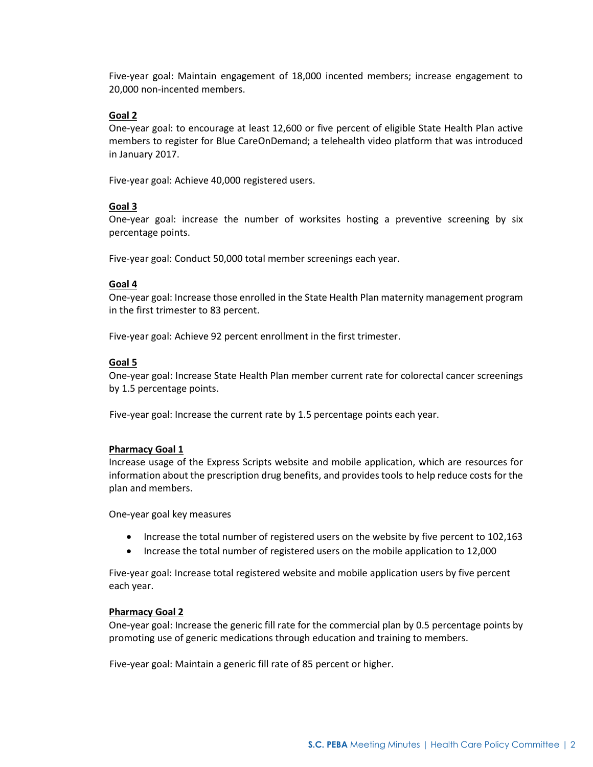Five-year goal: Maintain engagement of 18,000 incented members; increase engagement to 20,000 non-incented members.

**Goal 2**

One-year goal: to encourage at least 12,600 or five percent of eligible State Health Plan active members to register for Blue CareOnDemand; a telehealth video platform that was introduced in January 2017.

Five-year goal: Achieve 40,000 registered users.

**Goal 3**

One-year goal: increase the number of worksites hosting a preventive screening by six percentage points.

Five-year goal: Conduct 50,000 total member screenings each year.

**Goal 4**

One-year goal: Increase those enrolled in the State Health Plan maternity management program in the first trimester to 83 percent.

Five-year goal: Achieve 92 percent enrollment in the first trimester.

**Goal 5**

One-year goal: Increase State Health Plan member current rate for colorectal cancer screenings by 1.5 percentage points.

Five-year goal: Increase the current rate by 1.5 percentage points each year.

**Pharmacy Goal 1**

Increase usage of the Express Scripts website and mobile application, which are resources for information about the prescription drug benefits, and provides tools to help reduce costs for the plan and members.

One-year goal key measures

- Increase the total number of registered users on the website by five percent to 102,163
- Increase the total number of registered users on the mobile application to 12,000

Five-year goal: Increase total registered website and mobile application users by five percent each year.

**Pharmacy Goal 2**

One-year goal: Increase the generic fill rate for the commercial plan by 0.5 percentage points by promoting use of generic medications through education and training to members.

Five-year goal: Maintain a generic fill rate of 85 percent or higher.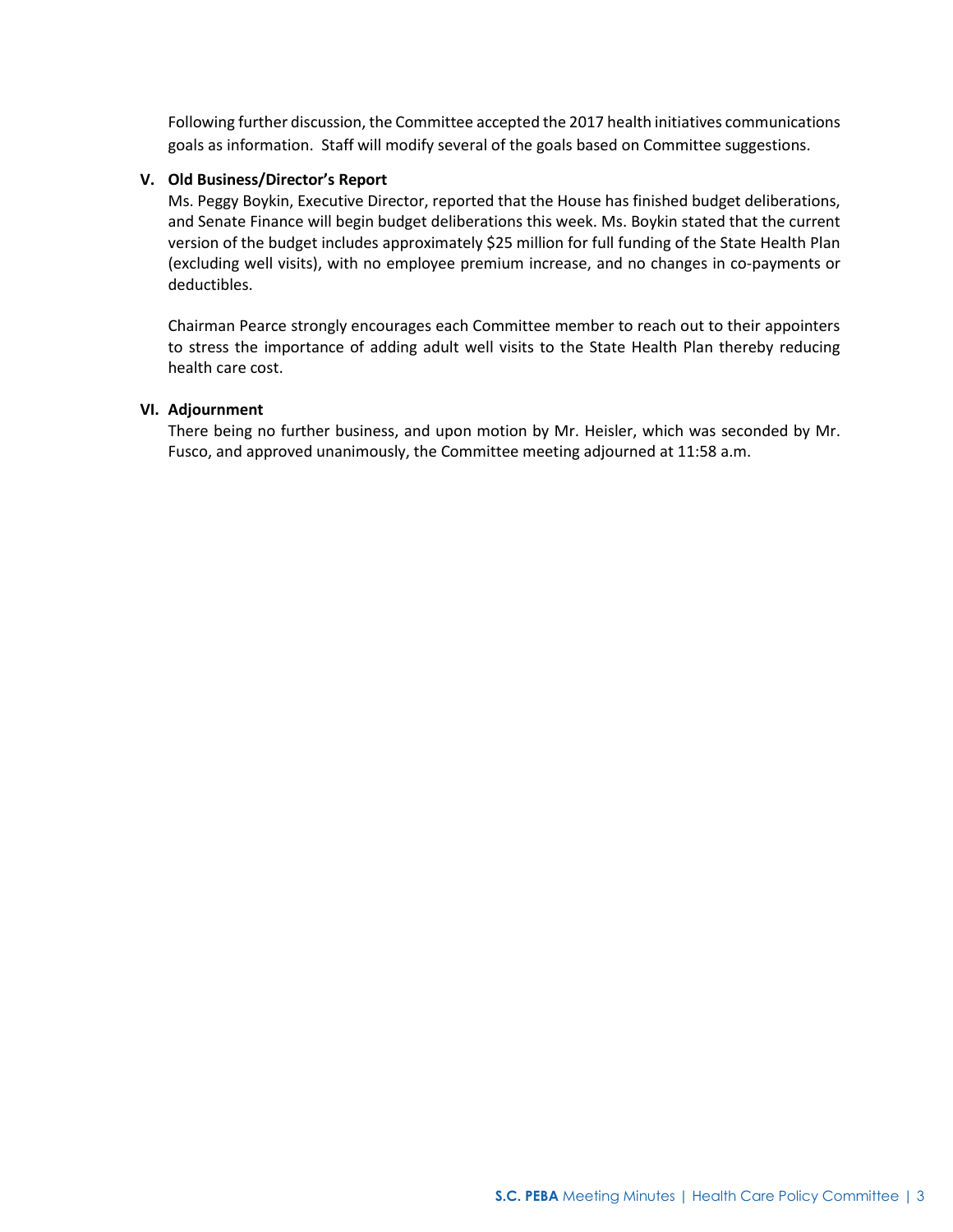Following further discussion, the Committee accepted the 2017 health initiatives communications goals as information. Staff will modify several of the goals based on Committee suggestions.

**V. Old Business/Director's Report**

Ms. Peggy Boykin, Executive Director, reported that the House has finished budget deliberations, and Senate Finance will begin budget deliberations this week. Ms. Boykin stated that the current version of the budget includes approximately $25 million for full funding of the State Health Plan (excluding well visits), with no employee premium increase, and no changes in co-payments or deductibles.

Chairman Pearce strongly encourages each Committee member to reach out to their appointers to stress the importance of adding adult well visits to the State Health Plan thereby reducing health care cost.

**VI. Adjournment**

There being no further business, and upon motion by Mr. Heisler, which was seconded by Mr. Fusco, and approved unanimously, the Committee meeting adjourned at 11:58 a.m.